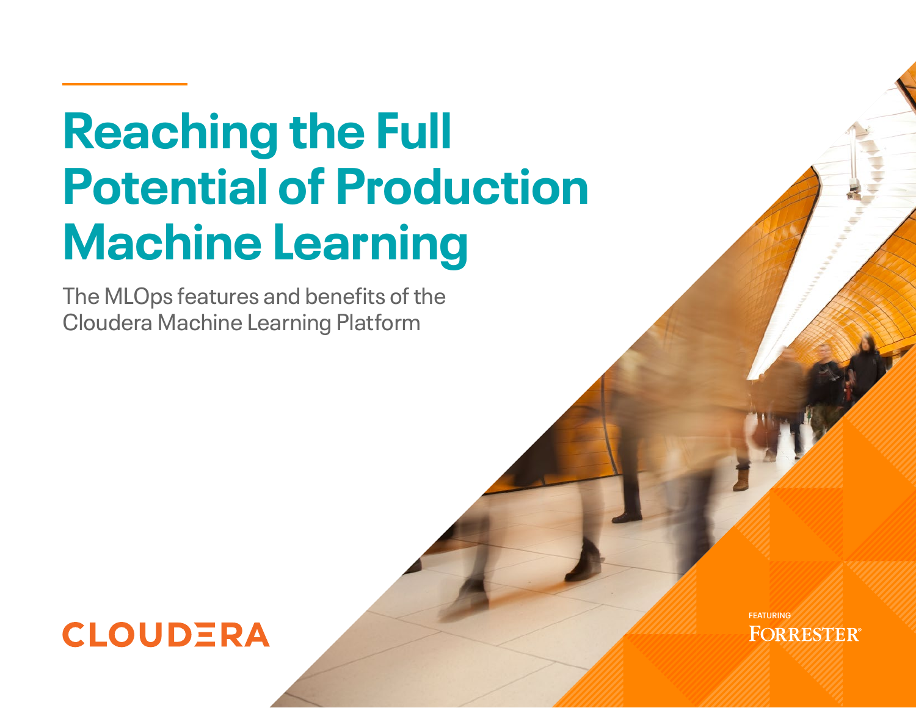# Reaching the Full Potential of Production Machine Learning

The MLOps features and benefits of the Cloudera Machine Learning Platform

CLOUDERA

FEATURING
FORRESTER®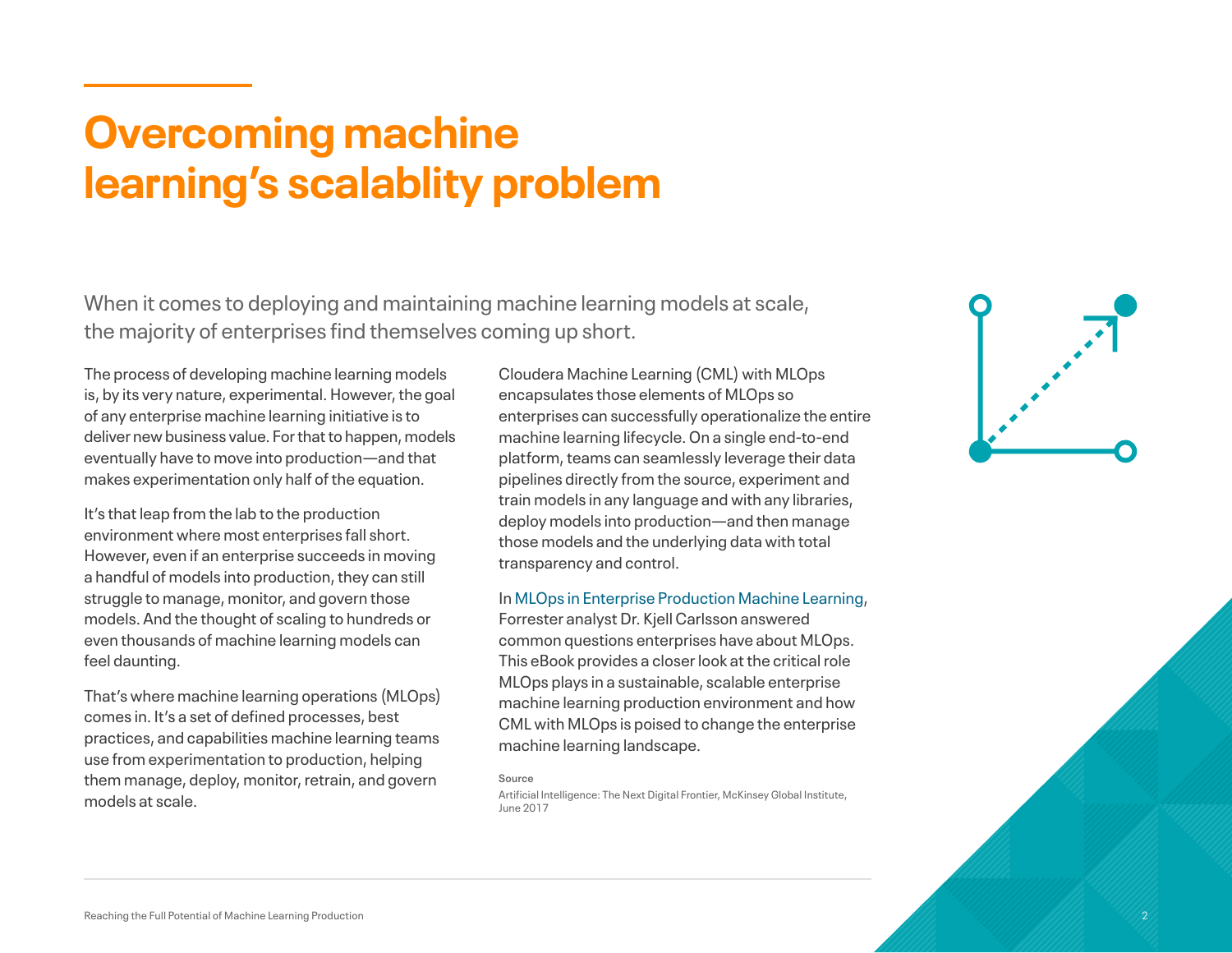# Overcoming machine learning's scalablity problem

When it comes to deploying and maintaining machine learning models at scale, the majority of enterprises find themselves coming up short.

The process of developing machine learning models is, by its very nature, experimental. However, the goal of any enterprise machine learning initiative is to deliver new business value. For that to happen, models eventually have to move into production—and that makes experimentation only half of the equation.

It's that leap from the lab to the production environment where most enterprises fall short. However, even if an enterprise succeeds in moving a handful of models into production, they can still struggle to manage, monitor, and govern those models. And the thought of scaling to hundreds or even thousands of machine learning models can feel daunting.

That's where machine learning operations (MLOps) comes in. It's a set of defined processes, best practices, and capabilities machine learning teams use from experimentation to production, helping them manage, deploy, monitor, retrain, and govern models at scale.

Cloudera Machine Learning (CML) with MLOps encapsulates those elements of MLOps so enterprises can successfully operationalize the entire machine learning lifecycle. On a single end-to-end platform, teams can seamlessly leverage their data pipelines directly from the source, experiment and train models in any language and with any libraries, deploy models into production—and then manage those models and the underlying data with total transparency and control.

In MLOps in Enterprise Production Machine Learning, Forrester analyst Dr. Kjell Carlsson answered common questions enterprises have about MLOps. This eBook provides a closer look at the critical role MLOps plays in a sustainable, scalable enterprise machine learning production environment and how CML with MLOps is poised to change the enterprise machine learning landscape.

**Source**

Artificial Intelligence: The Next Digital Frontier, McKinsey Global Institute, June 2017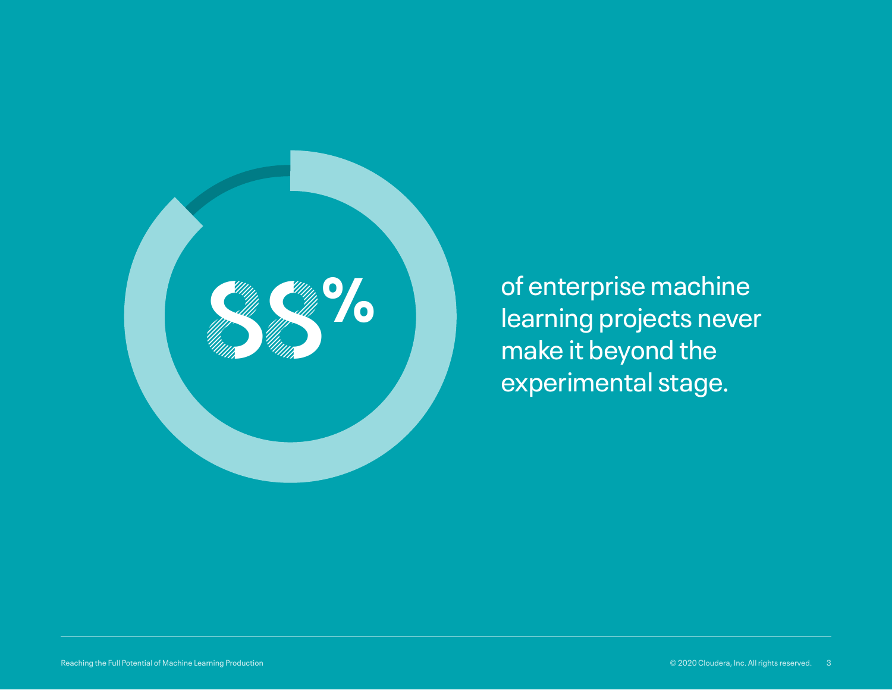# 88%

of enterprise machine learning projects never make it beyond the experimental stage.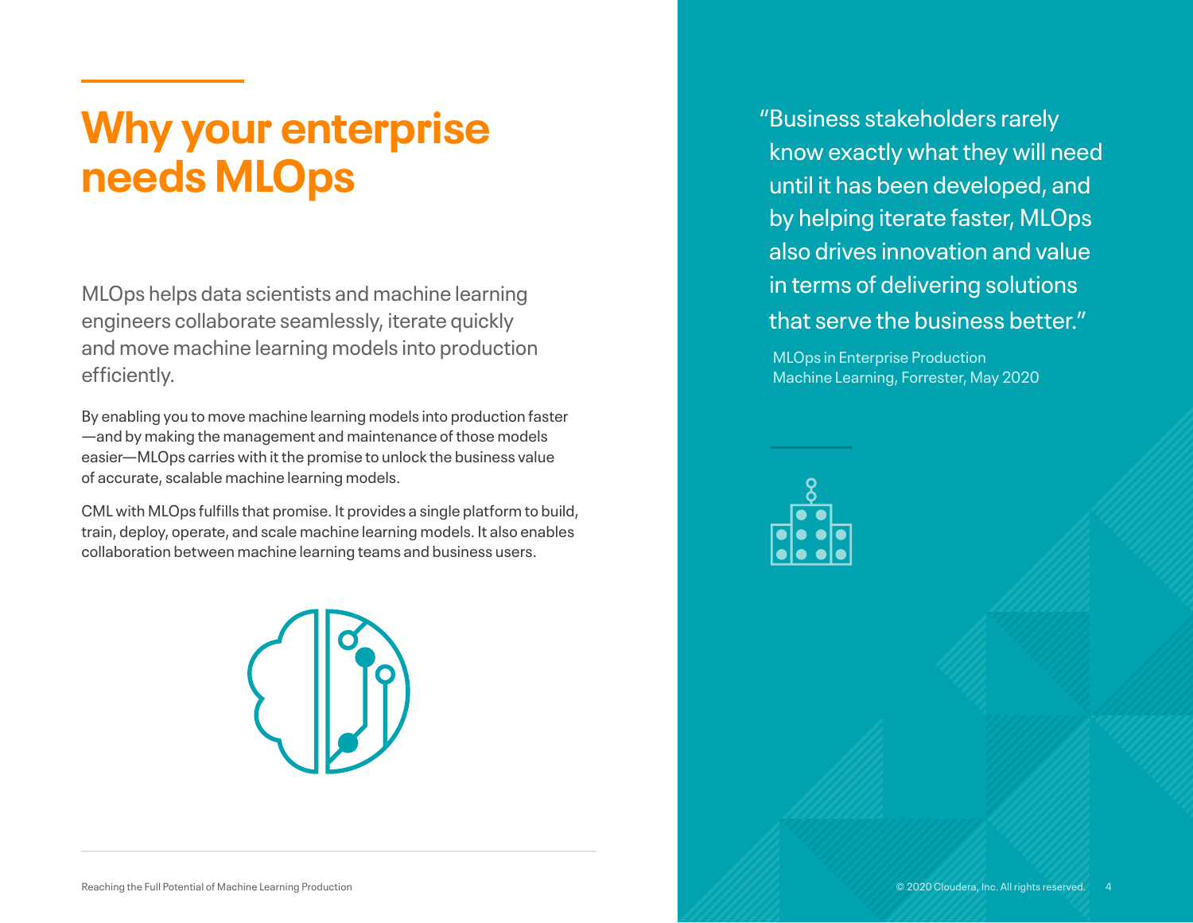# Why your enterprise needs MLOps

MLOps helps data scientists and machine learning engineers collaborate seamlessly, iterate quickly and move machine learning models into production efficiently.

By enabling you to move machine learning models into production faster—and by making the management and maintenance of those models easier—MLOps carries with it the promise to unlock the business value of accurate, scalable machine learning models.

CML with MLOps fulfills that promise. It provides a single platform to build, train, deploy, operate, and scale machine learning models. It also enables collaboration between machine learning teams and business users.

> "Business stakeholders rarely know exactly what they will need until it has been developed, and by helping iterate faster, MLOps also drives innovation and value in terms of delivering solutions that serve the business better."
>
> MLOps in Enterprise Production Machine Learning, Forrester, May 2020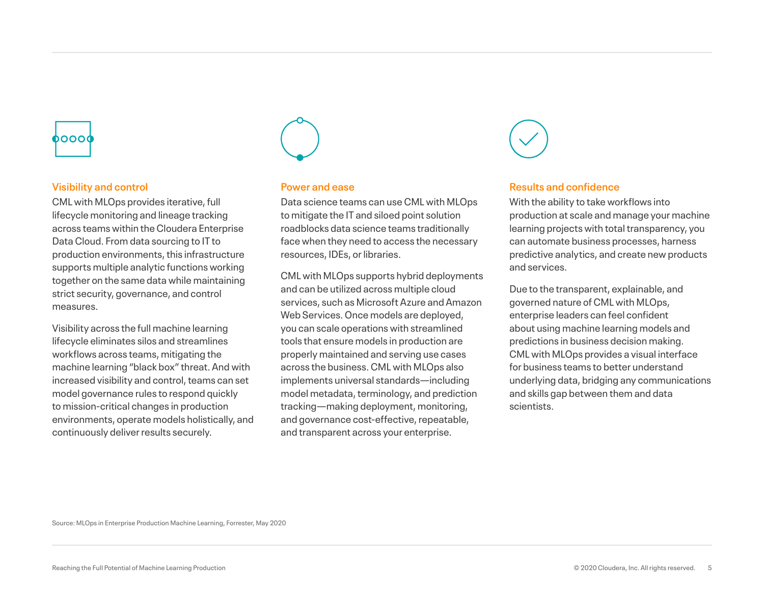### Visibility and control

CML with MLOps provides iterative, full lifecycle monitoring and lineage tracking across teams within the Cloudera Enterprise Data Cloud. From data sourcing to IT to production environments, this infrastructure supports multiple analytic functions working together on the same data while maintaining strict security, governance, and control measures.

Visibility across the full machine learning lifecycle eliminates silos and streamlines workflows across teams, mitigating the machine learning "black box" threat. And with increased visibility and control, teams can set model governance rules to respond quickly to mission-critical changes in production environments, operate models holistically, and continuously deliver results securely.

### Power and ease

Data science teams can use CML with MLOps to mitigate the IT and siloed point solution roadblocks data science teams traditionally face when they need to access the necessary resources, IDEs, or libraries.

CML with MLOps supports hybrid deployments and can be utilized across multiple cloud services, such as Microsoft Azure and Amazon Web Services. Once models are deployed, you can scale operations with streamlined tools that ensure models in production are properly maintained and serving use cases across the business. CML with MLOps also implements universal standards—including model metadata, terminology, and prediction tracking—making deployment, monitoring, and governance cost-effective, repeatable, and transparent across your enterprise.

### Results and confidence

With the ability to take workflows into production at scale and manage your machine learning projects with total transparency, you can automate business processes, harness predictive analytics, and create new products and services.

Due to the transparent, explainable, and governed nature of CML with MLOps, enterprise leaders can feel confident about using machine learning models and predictions in business decision making. CML with MLOps provides a visual interface for business teams to better understand underlying data, bridging any communications and skills gap between them and data scientists.

Source: MLOps in Enterprise Production Machine Learning, Forrester, May 2020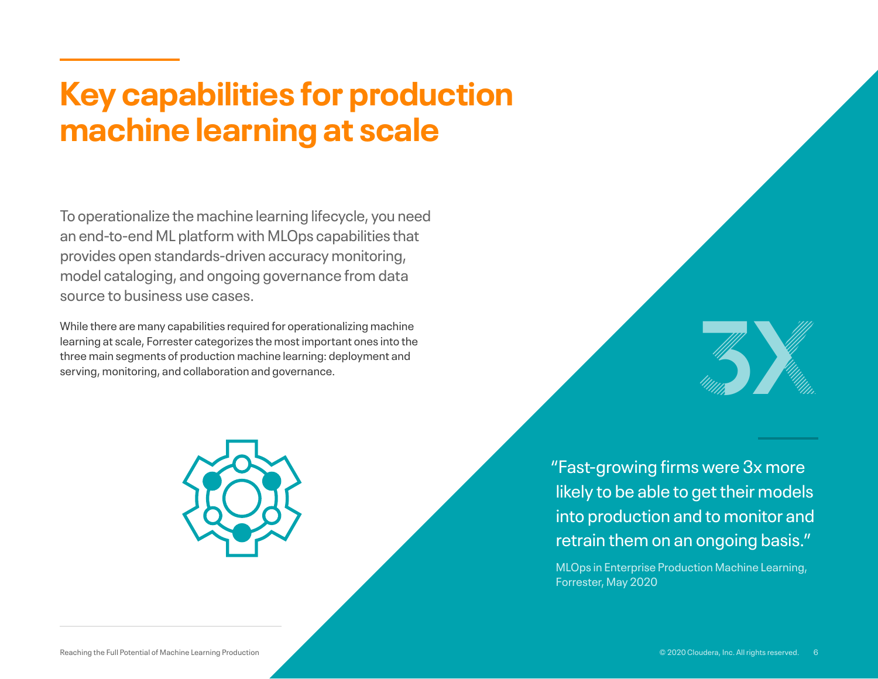# Key capabilities for production machine learning at scale

To operationalize the machine learning lifecycle, you need an end-to-end ML platform with MLOps capabilities that provides open standards-driven accuracy monitoring, model cataloging, and ongoing governance from data source to business use cases.

While there are many capabilities required for operationalizing machine learning at scale, Forrester categorizes the most important ones into the three main segments of production machine learning: deployment and serving, monitoring, and collaboration and governance.

3X

"Fast-growing firms were 3x more likely to be able to get their models into production and to monitor and retrain them on an ongoing basis."

MLOps in Enterprise Production Machine Learning, Forrester, May 2020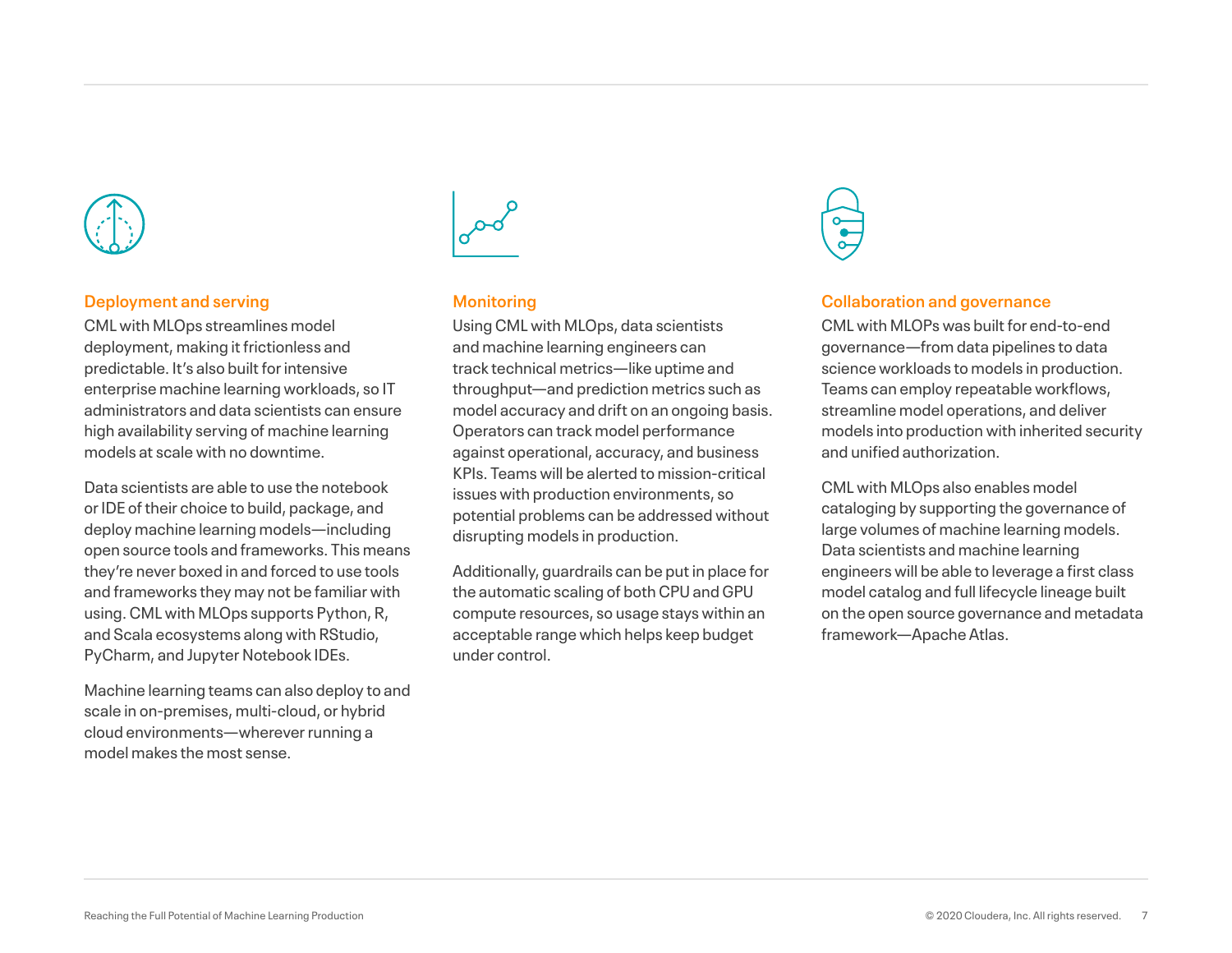### Deployment and serving

CML with MLOps streamlines model deployment, making it frictionless and predictable. It's also built for intensive enterprise machine learning workloads, so IT administrators and data scientists can ensure high availability serving of machine learning models at scale with no downtime.

Data scientists are able to use the notebook or IDE of their choice to build, package, and deploy machine learning models—including open source tools and frameworks. This means they're never boxed in and forced to use tools and frameworks they may not be familiar with using. CML with MLOps supports Python, R, and Scala ecosystems along with RStudio, PyCharm, and Jupyter Notebook IDEs.

Machine learning teams can also deploy to and scale in on-premises, multi-cloud, or hybrid cloud environments—wherever running a model makes the most sense.

### Monitoring

Using CML with MLOps, data scientists and machine learning engineers can track technical metrics—like uptime and throughput—and prediction metrics such as model accuracy and drift on an ongoing basis. Operators can track model performance against operational, accuracy, and business KPIs. Teams will be alerted to mission-critical issues with production environments, so potential problems can be addressed without disrupting models in production.

Additionally, guardrails can be put in place for the automatic scaling of both CPU and GPU compute resources, so usage stays within an acceptable range which helps keep budget under control.

### Collaboration and governance

CML with MLOPs was built for end-to-end governance—from data pipelines to data science workloads to models in production. Teams can employ repeatable workflows, streamline model operations, and deliver models into production with inherited security and unified authorization.

CML with MLOps also enables model cataloging by supporting the governance of large volumes of machine learning models. Data scientists and machine learning engineers will be able to leverage a first class model catalog and full lifecycle lineage built on the open source governance and metadata framework—Apache Atlas.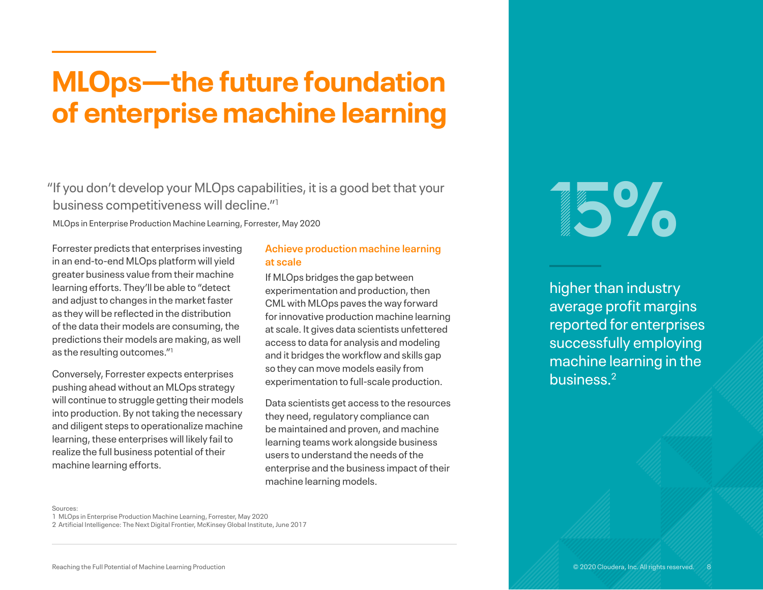# MLOps—the future foundation of enterprise machine learning

"If you don't develop your MLOps capabilities, it is a good bet that your business competitiveness will decline."[1]

MLOps in Enterprise Production Machine Learning, Forrester, May 2020

Forrester predicts that enterprises investing in an end-to-end MLOps platform will yield greater business value from their machine learning efforts. They'll be able to "detect and adjust to changes in the market faster as they will be reflected in the distribution of the data their models are consuming, the predictions their models are making, as well as the resulting outcomes."[1]

Conversely, Forrester expects enterprises pushing ahead without an MLOps strategy will continue to struggle getting their models into production. By not taking the necessary and diligent steps to operationalize machine learning, these enterprises will likely fail to realize the full business potential of their machine learning efforts.

### Achieve production machine learning at scale

If MLOps bridges the gap between experimentation and production, then CML with MLOps paves the way forward for innovative production machine learning at scale. It gives data scientists unfettered access to data for analysis and modeling and it bridges the workflow and skills gap so they can move models easily from experimentation to full-scale production.

Data scientists get access to the resources they need, regulatory compliance can be maintained and proven, and machine learning teams work alongside business users to understand the needs of the enterprise and the business impact of their machine learning models.

**15%**

higher than industry average profit margins reported for enterprises successfully employing machine learning in the business.[2]

Sources:
1 MLOps in Enterprise Production Machine Learning, Forrester, May 2020
2 Artificial Intelligence: The Next Digital Frontier, McKinsey Global Institute, June 2017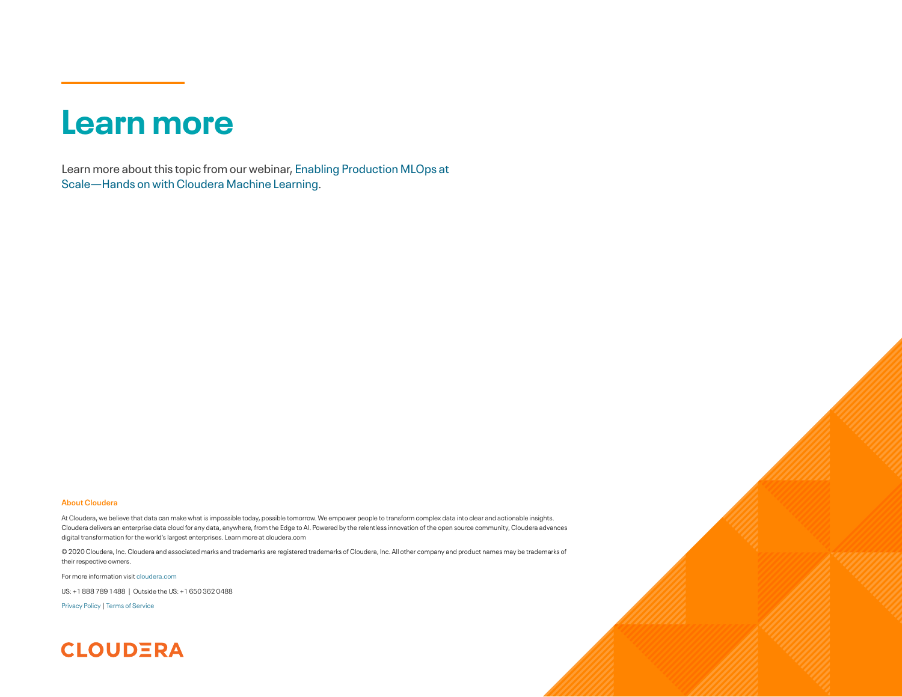# Learn more

Learn more about this topic from our webinar, Enabling Production MLOps at Scale—Hands on with Cloudera Machine Learning.

**About Cloudera**

At Cloudera, we believe that data can make what is impossible today, possible tomorrow. We empower people to transform complex data into clear and actionable insights. Cloudera delivers an enterprise data cloud for any data, anywhere, from the Edge to AI. Powered by the relentless innovation of the open source community, Cloudera advances digital transformation for the world's largest enterprises. Learn more at cloudera.com

© 2020 Cloudera, Inc. Cloudera and associated marks and trademarks are registered trademarks of Cloudera, Inc. All other company and product names may be trademarks of their respective owners.

For more information visit cloudera.com

US: +1 888 789 1488 | Outside the US: +1 650 362 0488

Privacy Policy | Terms of Service

CLOUDERA